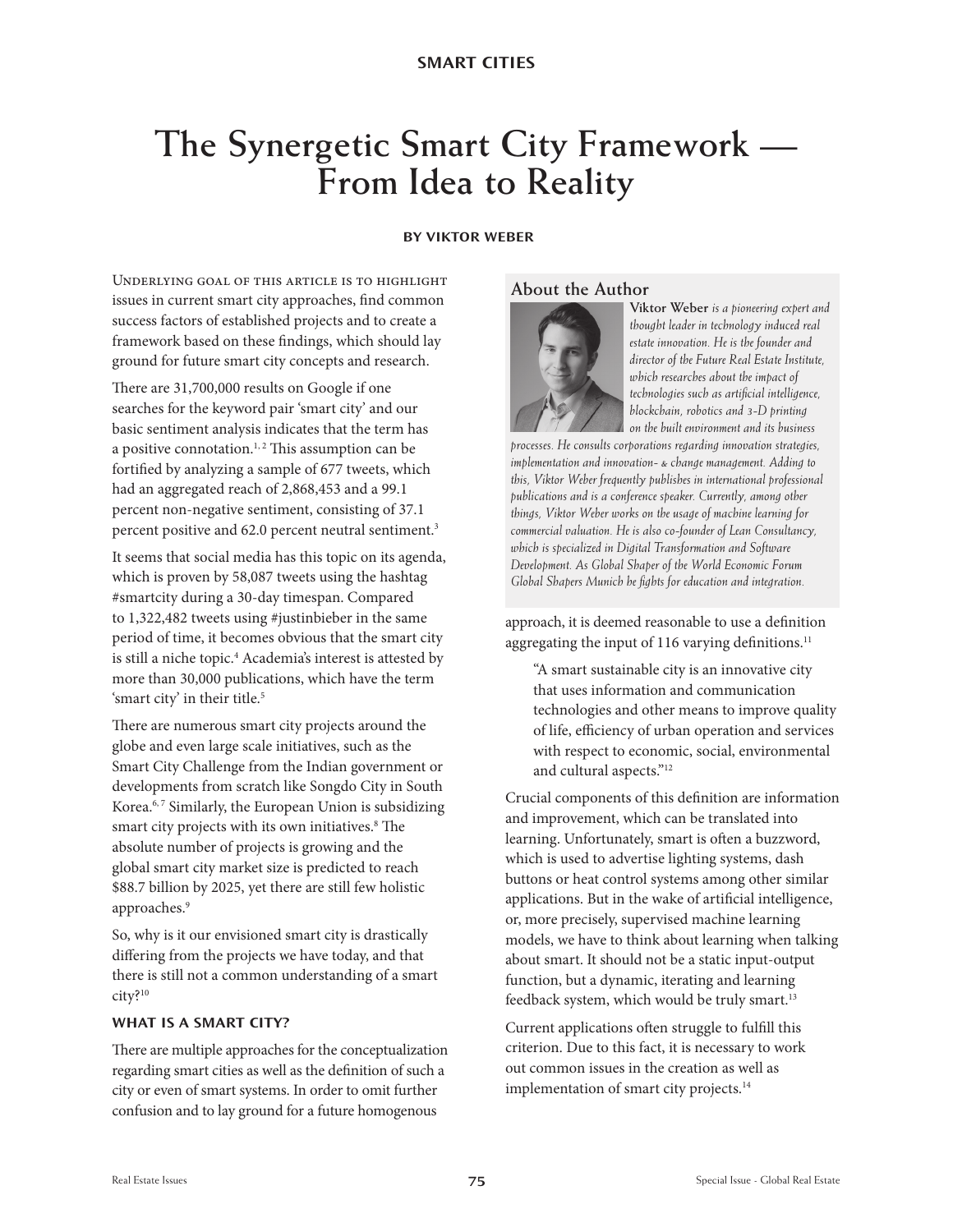# The Synergetic Smart City Framework — From Idea to Reality

**BY VIKTOR WEBER**

Underlying goal of this article is to highlight issues in current smart city approaches, find common success factors of established projects and to create a framework based on these findings, which should lay ground for future smart city concepts and research.

There are 31,700,000 results on Google if one searches for the keyword pair 'smart city' and our basic sentiment analysis indicates that the term has a positive connotation.[1, 2] This assumption can be fortified by analyzing a sample of 677 tweets, which had an aggregated reach of 2,868,453 and a 99.1 percent non-negative sentiment, consisting of 37.1 percent positive and 62.0 percent neutral sentiment.[3]

It seems that social media has this topic on its agenda, which is proven by 58,087 tweets using the hashtag #smartcity during a 30-day timespan. Compared to 1,322,482 tweets using #justinbieber in the same period of time, it becomes obvious that the smart city is still a niche topic.[4] Academia's interest is attested by more than 30,000 publications, which have the term 'smart city' in their title.[5]

There are numerous smart city projects around the globe and even large scale initiatives, such as the Smart City Challenge from the Indian government or developments from scratch like Songdo City in South Korea.[6, 7] Similarly, the European Union is subsidizing smart city projects with its own initiatives.[8] The absolute number of projects is growing and the global smart city market size is predicted to reach $88.7 billion by 2025, yet there are still few holistic approaches.[9]

So, why is it our envisioned smart city is drastically differing from the projects we have today, and that there is still not a common understanding of a smart city?[10]

### WHAT IS A SMART CITY?

There are multiple approaches for the conceptualization regarding smart cities as well as the definition of such a city or even of smart systems. In order to omit further confusion and to lay ground for a future homogenous approach, it is deemed reasonable to use a definition aggregating the input of 116 varying definitions.[11]

> "A smart sustainable city is an innovative city that uses information and communication technologies and other means to improve quality of life, efficiency of urban operation and services with respect to economic, social, environmental and cultural aspects."[12]

Crucial components of this definition are information and improvement, which can be translated into learning. Unfortunately, smart is often a buzzword, which is used to advertise lighting systems, dash buttons or heat control systems among other similar applications. But in the wake of artificial intelligence, or, more precisely, supervised machine learning models, we have to think about learning when talking about smart. It should not be a static input-output function, but a dynamic, iterating and learning feedback system, which would be truly smart.[13]

Current applications often struggle to fulfill this criterion. Due to this fact, it is necessary to work out common issues in the creation as well as implementation of smart city projects.[14]

## About the Author

**Viktor Weber** *is a pioneering expert and thought leader in technology induced real estate innovation. He is the founder and director of the Future Real Estate Institute, which researches about the impact of technologies such as artificial intelligence, blockchain, robotics and 3-D printing on the built environment and its business processes. He consults corporations regarding innovation strategies, implementation and innovation- & change management. Adding to this, Viktor Weber frequently publishes in international professional publications and is a conference speaker. Currently, among other things, Viktor Weber works on the usage of machine learning for commercial valuation. He is also co-founder of Lean Consultancy, which is specialized in Digital Transformation and Software Development. As Global Shaper of the World Economic Forum Global Shapers Munich he fights for education and integration.*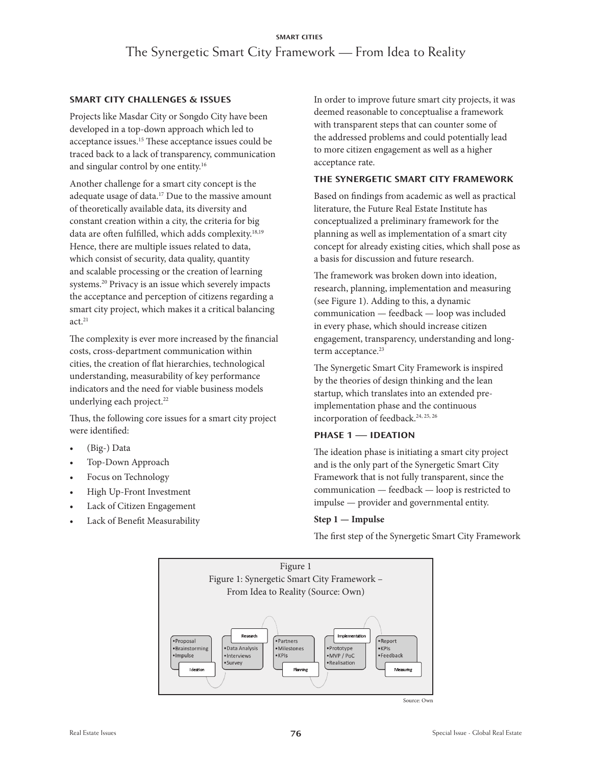### SMART CITY CHALLENGES & ISSUES

Projects like Masdar City or Songdo City have been developed in a top-down approach which led to acceptance issues.[15] These acceptance issues could be traced back to a lack of transparency, communication and singular control by one entity.[16]

Another challenge for a smart city concept is the adequate usage of data.[17] Due to the massive amount of theoretically available data, its diversity and constant creation within a city, the criteria for big data are often fulfilled, which adds complexity.[18,19] Hence, there are multiple issues related to data, which consist of security, data quality, quantity and scalable processing or the creation of learning systems.[20] Privacy is an issue which severely impacts the acceptance and perception of citizens regarding a smart city project, which makes it a critical balancing act.[21]

The complexity is ever more increased by the financial costs, cross-department communication within cities, the creation of flat hierarchies, technological understanding, measurability of key performance indicators and the need for viable business models underlying each project.[22]

Thus, the following core issues for a smart city project were identified:

- (Big-) Data
- Top-Down Approach
- Focus on Technology
- High Up-Front Investment
- Lack of Citizen Engagement
- Lack of Benefit Measurability

In order to improve future smart city projects, it was deemed reasonable to conceptualise a framework with transparent steps that can counter some of the addressed problems and could potentially lead to more citizen engagement as well as a higher acceptance rate.

### THE SYNERGETIC SMART CITY FRAMEWORK

Based on findings from academic as well as practical literature, the Future Real Estate Institute has conceptualized a preliminary framework for the planning as well as implementation of a smart city concept for already existing cities, which shall pose as a basis for discussion and future research.

The framework was broken down into ideation, research, planning, implementation and measuring (see Figure 1). Adding to this, a dynamic communication — feedback — loop was included in every phase, which should increase citizen engagement, transparency, understanding and long-term acceptance.[23]

The Synergetic Smart City Framework is inspired by the theories of design thinking and the lean startup, which translates into an extended pre-implementation phase and the continuous incorporation of feedback.[24, 25, 26]

### PHASE 1 — IDEATION

The ideation phase is initiating a smart city project and is the only part of the Synergetic Smart City Framework that is not fully transparent, since the communication — feedback — loop is restricted to impulse — provider and governmental entity.

**Step 1 — Impulse**

The first step of the Synergetic Smart City Framework

Figure 1

Figure 1: Synergetic Smart City Framework – From Idea to Reality (Source: Own)

| Ideation | Research | Planning | Implementation | Measuring |
|---|---|---|---|---|
| •Proposal •Brainstorming •Impulse | •Data Analysis •Interviews •Survey | •Partners •Milestones •KPIs | •Prototype •MVP / PoC •Realisation | •Report •KPIs •Feedback |

Source: Own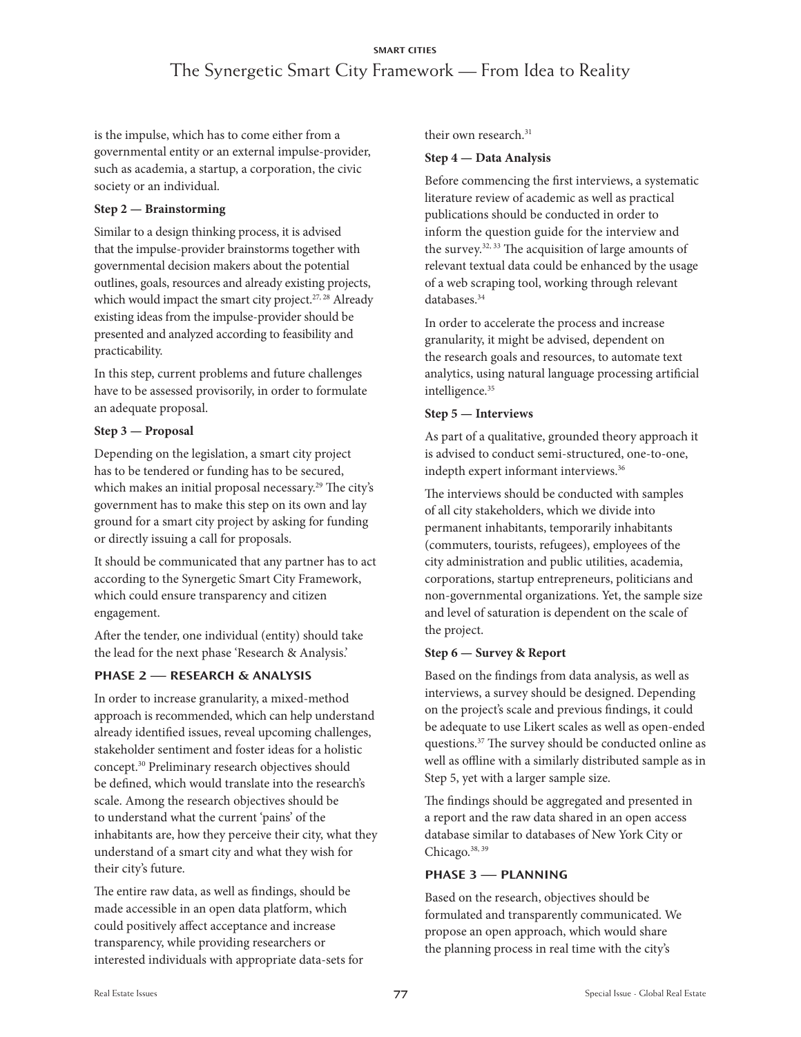is the impulse, which has to come either from a governmental entity or an external impulse-provider, such as academia, a startup, a corporation, the civic society or an individual.

**Step 2 — Brainstorming**

Similar to a design thinking process, it is advised that the impulse-provider brainstorms together with governmental decision makers about the potential outlines, goals, resources and already existing projects, which would impact the smart city project.[27, 28] Already existing ideas from the impulse-provider should be presented and analyzed according to feasibility and practicability.

In this step, current problems and future challenges have to be assessed provisorily, in order to formulate an adequate proposal.

**Step 3 — Proposal**

Depending on the legislation, a smart city project has to be tendered or funding has to be secured, which makes an initial proposal necessary.[29] The city's government has to make this step on its own and lay ground for a smart city project by asking for funding or directly issuing a call for proposals.

It should be communicated that any partner has to act according to the Synergetic Smart City Framework, which could ensure transparency and citizen engagement.

After the tender, one individual (entity) should take the lead for the next phase 'Research & Analysis.'

## PHASE 2 — RESEARCH & ANALYSIS

In order to increase granularity, a mixed-method approach is recommended, which can help understand already identified issues, reveal upcoming challenges, stakeholder sentiment and foster ideas for a holistic concept.[30] Preliminary research objectives should be defined, which would translate into the research's scale. Among the research objectives should be to understand what the current 'pains' of the inhabitants are, how they perceive their city, what they understand of a smart city and what they wish for their city's future.

The entire raw data, as well as findings, should be made accessible in an open data platform, which could positively affect acceptance and increase transparency, while providing researchers or interested individuals with appropriate data-sets for their own research.[31]

**Step 4 — Data Analysis**

Before commencing the first interviews, a systematic literature review of academic as well as practical publications should be conducted in order to inform the question guide for the interview and the survey.[32, 33] The acquisition of large amounts of relevant textual data could be enhanced by the usage of a web scraping tool, working through relevant databases.[34]

In order to accelerate the process and increase granularity, it might be advised, dependent on the research goals and resources, to automate text analytics, using natural language processing artificial intelligence.[35]

**Step 5 — Interviews**

As part of a qualitative, grounded theory approach it is advised to conduct semi-structured, one-to-one, indepth expert informant interviews.[36]

The interviews should be conducted with samples of all city stakeholders, which we divide into permanent inhabitants, temporarily inhabitants (commuters, tourists, refugees), employees of the city administration and public utilities, academia, corporations, startup entrepreneurs, politicians and non-governmental organizations. Yet, the sample size and level of saturation is dependent on the scale of the project.

**Step 6 — Survey & Report**

Based on the findings from data analysis, as well as interviews, a survey should be designed. Depending on the project's scale and previous findings, it could be adequate to use Likert scales as well as open-ended questions.[37] The survey should be conducted online as well as offline with a similarly distributed sample as in Step 5, yet with a larger sample size.

The findings should be aggregated and presented in a report and the raw data shared in an open access database similar to databases of New York City or Chicago.[38, 39]

## PHASE 3 — PLANNING

Based on the research, objectives should be formulated and transparently communicated. We propose an open approach, which would share the planning process in real time with the city's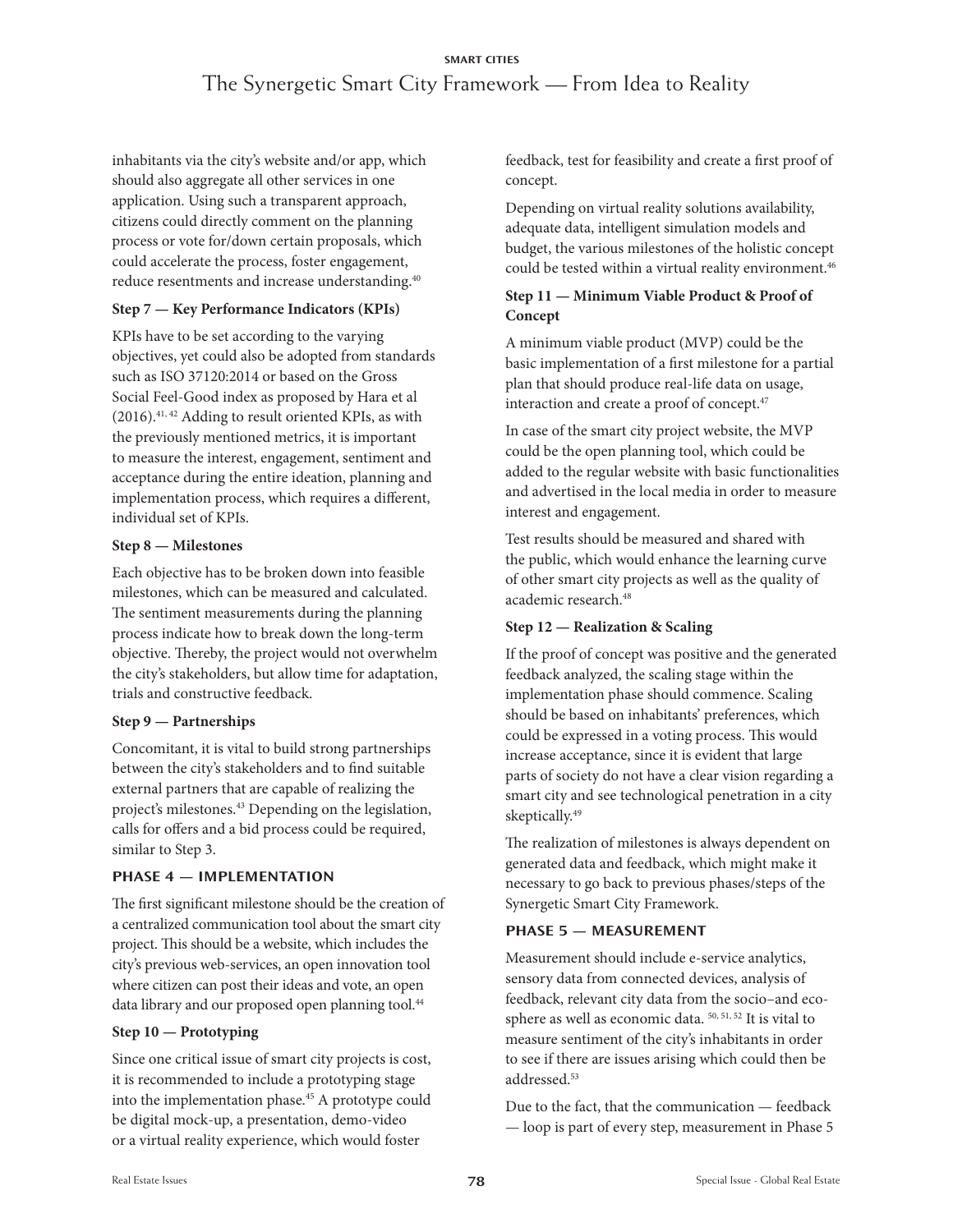inhabitants via the city's website and/or app, which should also aggregate all other services in one application. Using such a transparent approach, citizens could directly comment on the planning process or vote for/down certain proposals, which could accelerate the process, foster engagement, reduce resentments and increase understanding.[40]

**Step 7 — Key Performance Indicators (KPIs)**

KPIs have to be set according to the varying objectives, yet could also be adopted from standards such as ISO 37120:2014 or based on the Gross Social Feel-Good index as proposed by Hara et al (2016).[41, 42] Adding to result oriented KPIs, as with the previously mentioned metrics, it is important to measure the interest, engagement, sentiment and acceptance during the entire ideation, planning and implementation process, which requires a different, individual set of KPIs.

**Step 8 — Milestones**

Each objective has to be broken down into feasible milestones, which can be measured and calculated. The sentiment measurements during the planning process indicate how to break down the long-term objective. Thereby, the project would not overwhelm the city's stakeholders, but allow time for adaptation, trials and constructive feedback.

**Step 9 — Partnerships**

Concomitant, it is vital to build strong partnerships between the city's stakeholders and to find suitable external partners that are capable of realizing the project's milestones.[43] Depending on the legislation, calls for offers and a bid process could be required, similar to Step 3.

## PHASE 4 — IMPLEMENTATION

The first significant milestone should be the creation of a centralized communication tool about the smart city project. This should be a website, which includes the city's previous web-services, an open innovation tool where citizen can post their ideas and vote, an open data library and our proposed open planning tool.[44]

**Step 10 — Prototyping**

Since one critical issue of smart city projects is cost, it is recommended to include a prototyping stage into the implementation phase.[45] A prototype could be digital mock-up, a presentation, demo-video or a virtual reality experience, which would foster feedback, test for feasibility and create a first proof of concept.

Depending on virtual reality solutions availability, adequate data, intelligent simulation models and budget, the various milestones of the holistic concept could be tested within a virtual reality environment.[46]

**Step 11 — Minimum Viable Product & Proof of Concept**

A minimum viable product (MVP) could be the basic implementation of a first milestone for a partial plan that should produce real-life data on usage, interaction and create a proof of concept.[47]

In case of the smart city project website, the MVP could be the open planning tool, which could be added to the regular website with basic functionalities and advertised in the local media in order to measure interest and engagement.

Test results should be measured and shared with the public, which would enhance the learning curve of other smart city projects as well as the quality of academic research.[48]

**Step 12 — Realization & Scaling**

If the proof of concept was positive and the generated feedback analyzed, the scaling stage within the implementation phase should commence. Scaling should be based on inhabitants' preferences, which could be expressed in a voting process. This would increase acceptance, since it is evident that large parts of society do not have a clear vision regarding a smart city and see technological penetration in a city skeptically.[49]

The realization of milestones is always dependent on generated data and feedback, which might make it necessary to go back to previous phases/steps of the Synergetic Smart City Framework.

## PHASE 5 — MEASUREMENT

Measurement should include e-service analytics, sensory data from connected devices, analysis of feedback, relevant city data from the socio–and eco-sphere as well as economic data. [50, 51, 52] It is vital to measure sentiment of the city's inhabitants in order to see if there are issues arising which could then be addressed.[53]

Due to the fact, that the communication — feedback — loop is part of every step, measurement in Phase 5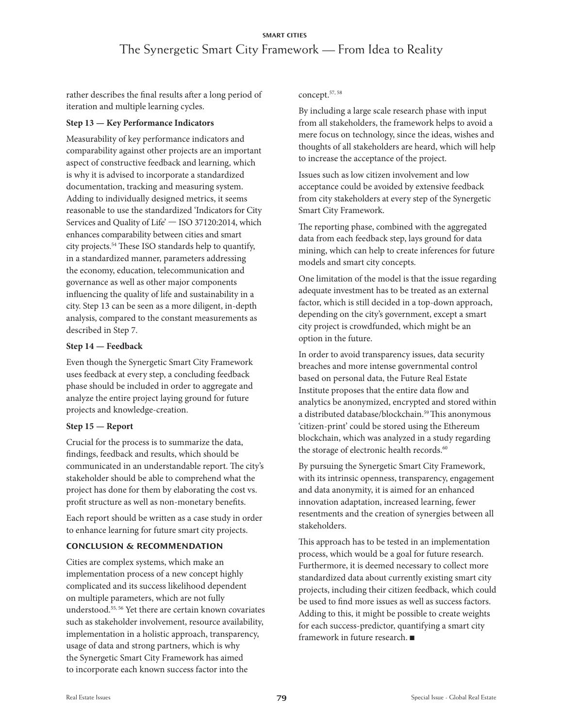rather describes the final results after a long period of iteration and multiple learning cycles.

**Step 13 — Key Performance Indicators**

Measurability of key performance indicators and comparability against other projects are an important aspect of constructive feedback and learning, which is why it is advised to incorporate a standardized documentation, tracking and measuring system. Adding to individually designed metrics, it seems reasonable to use the standardized 'Indicators for City Services and Quality of Life' — ISO 37120:2014, which enhances comparability between cities and smart city projects.[54] These ISO standards help to quantify, in a standardized manner, parameters addressing the economy, education, telecommunication and governance as well as other major components influencing the quality of life and sustainability in a city. Step 13 can be seen as a more diligent, in-depth analysis, compared to the constant measurements as described in Step 7.

**Step 14 — Feedback**

Even though the Synergetic Smart City Framework uses feedback at every step, a concluding feedback phase should be included in order to aggregate and analyze the entire project laying ground for future projects and knowledge-creation.

**Step 15 — Report**

Crucial for the process is to summarize the data, findings, feedback and results, which should be communicated in an understandable report. The city's stakeholder should be able to comprehend what the project has done for them by elaborating the cost vs. profit structure as well as non-monetary benefits.

Each report should be written as a case study in order to enhance learning for future smart city projects.

## CONCLUSION & RECOMMENDATION

Cities are complex systems, which make an implementation process of a new concept highly complicated and its success likelihood dependent on multiple parameters, which are not fully understood.[55, 56] Yet there are certain known covariates such as stakeholder involvement, resource availability, implementation in a holistic approach, transparency, usage of data and strong partners, which is why the Synergetic Smart City Framework has aimed to incorporate each known success factor into the concept.[57, 58]

By including a large scale research phase with input from all stakeholders, the framework helps to avoid a mere focus on technology, since the ideas, wishes and thoughts of all stakeholders are heard, which will help to increase the acceptance of the project.

Issues such as low citizen involvement and low acceptance could be avoided by extensive feedback from city stakeholders at every step of the Synergetic Smart City Framework.

The reporting phase, combined with the aggregated data from each feedback step, lays ground for data mining, which can help to create inferences for future models and smart city concepts.

One limitation of the model is that the issue regarding adequate investment has to be treated as an external factor, which is still decided in a top-down approach, depending on the city's government, except a smart city project is crowdfunded, which might be an option in the future.

In order to avoid transparency issues, data security breaches and more intense governmental control based on personal data, the Future Real Estate Institute proposes that the entire data flow and analytics be anonymized, encrypted and stored within a distributed database/blockchain.[59] This anonymous 'citizen-print' could be stored using the Ethereum blockchain, which was analyzed in a study regarding the storage of electronic health records.[60]

By pursuing the Synergetic Smart City Framework, with its intrinsic openness, transparency, engagement and data anonymity, it is aimed for an enhanced innovation adaptation, increased learning, fewer resentments and the creation of synergies between all stakeholders.

This approach has to be tested in an implementation process, which would be a goal for future research. Furthermore, it is deemed necessary to collect more standardized data about currently existing smart city projects, including their citizen feedback, which could be used to find more issues as well as success factors. Adding to this, it might be possible to create weights for each success-predictor, quantifying a smart city framework in future research. ■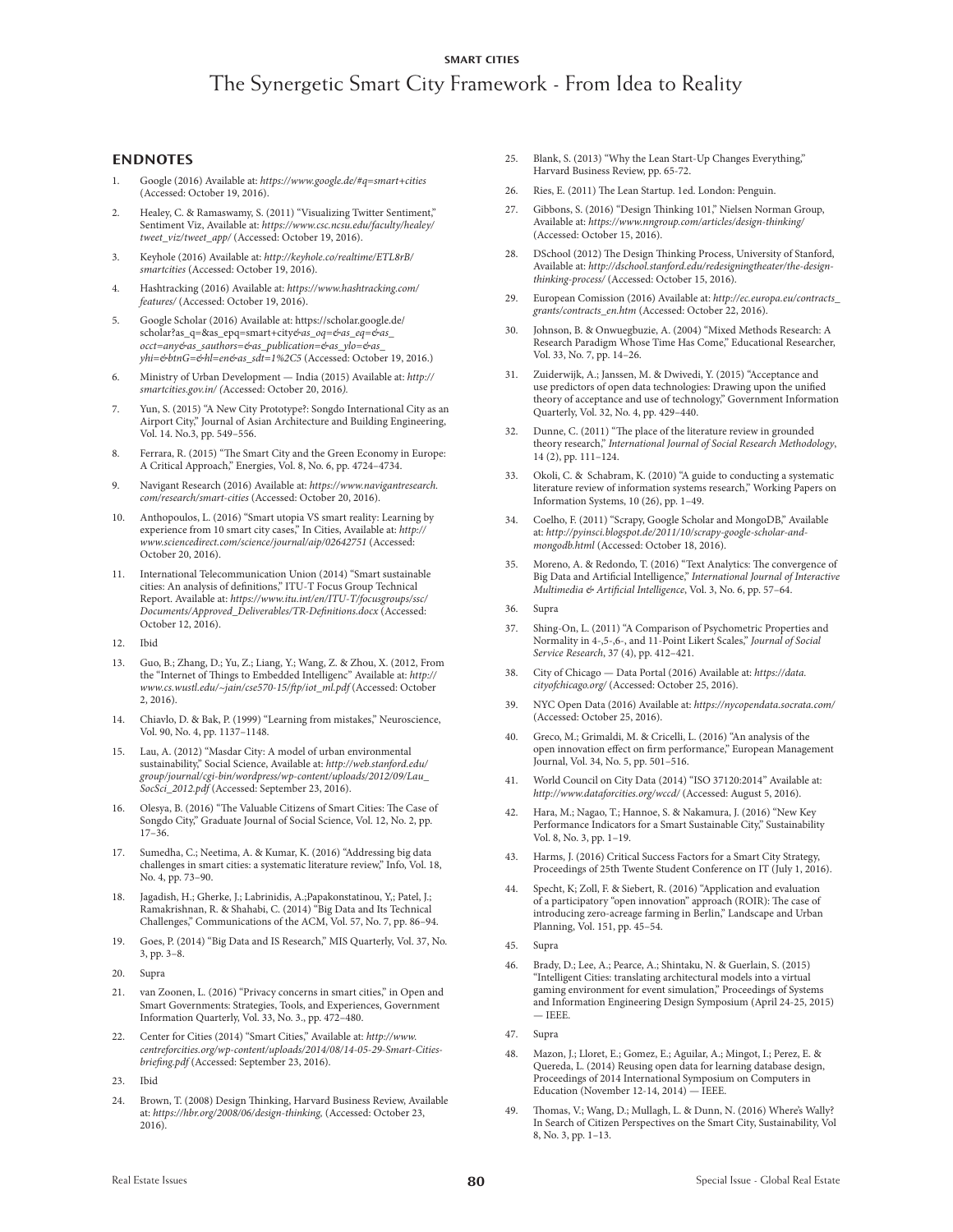## ENDNOTES

1. Google (2016) Available at: *https://www.google.de/#q=smart+cities* (Accessed: October 19, 2016).
2. Healey, C. & Ramaswamy, S. (2011) "Visualizing Twitter Sentiment," Sentiment Viz, Available at: *https://www.csc.ncsu.edu/faculty/healey/tweet_viz/tweet_app/* (Accessed: October 19, 2016).
3. Keyhole (2016) Available at: *http://keyhole.co/realtime/ETL8rB/smartcities* (Accessed: October 19, 2016).
4. Hashtracking (2016) Available at: *https://www.hashtracking.com/features/* (Accessed: October 19, 2016).
5. Google Scholar (2016) Available at: https://scholar.google.de/scholar?as_q=&as_epq=smart+city*&as_oq=&as_eq=&as_occt=any&as_sauthors=&as_publication=&as_ylo=&as_yhi=&btnG=&hl=en&as_sdt=1%2C5* (Accessed: October 19, 2016.)
6. Ministry of Urban Development — India (2015) Available at: *http://smartcities.gov.in/ (*Accessed: October 20, 2016*).*
7. Yun, S. (2015) "A New City Prototype?: Songdo International City as an Airport City," Journal of Asian Architecture and Building Engineering, Vol. 14. No.3, pp. 549–556.
8. Ferrara, R. (2015) "The Smart City and the Green Economy in Europe: A Critical Approach," Energies, Vol. 8, No. 6, pp. 4724–4734.
9. Navigant Research (2016) Available at: *https://www.navigantresearch.com/research/smart-cities* (Accessed: October 20, 2016).
10. Anthopoulos, L. (2016) "Smart utopia VS smart reality: Learning by experience from 10 smart city cases," In Cities, Available at: *http://www.sciencedirect.com/science/journal/aip/02642751* (Accessed: October 20, 2016).
11. International Telecommunication Union (2014) "Smart sustainable cities: An analysis of definitions," ITU-T Focus Group Technical Report. Available at: *https://www.itu.int/en/ITU-T/focusgroups/ssc/Documents/Approved_Deliverables/TR-Definitions.docx* (Accessed: October 12, 2016).
12. Ibid
13. Guo, B.; Zhang, D.; Yu, Z.; Liang, Y.; Wang, Z. & Zhou, X. (2012, From the "Internet of Things to Embedded Intelligenc" Available at: *http://www.cs.wustl.edu/~jain/cse570-15/ftp/iot_ml.pdf* (Accessed: October 2, 2016).
14. Chiavlo, D. & Bak, P. (1999) "Learning from mistakes," Neuroscience, Vol. 90, No. 4, pp. 1137–1148.
15. Lau, A. (2012) "Masdar City: A model of urban environmental sustainability," Social Science, Available at: *http://web.stanford.edu/group/journal/cgi-bin/wordpress/wp-content/uploads/2012/09/Lau_SocSci_2012.pdf* (Accessed: September 23, 2016).
16. Olesya, B. (2016) "The Valuable Citizens of Smart Cities: The Case of Songdo City," Graduate Journal of Social Science, Vol. 12, No. 2, pp. 17–36.
17. Sumedha, C.; Neetima, A. & Kumar, K. (2016) "Addressing big data challenges in smart cities: a systematic literature review," Info, Vol. 18, No. 4, pp. 73–90.
18. Jagadish, H.; Gherke, J.; Labrinidis, A.;Papakonstatinou, Y,; Patel, J.; Ramakrishnan, R. & Shahabi, C. (2014) "Big Data and Its Technical Challenges," Communications of the ACM, Vol. 57, No. 7, pp. 86–94.
19. Goes, P. (2014) "Big Data and IS Research," MIS Quarterly, Vol. 37, No. 3, pp. 3–8.
20. Supra
21. van Zoonen, L. (2016) "Privacy concerns in smart cities," in Open and Smart Governments: Strategies, Tools, and Experiences, Government Information Quarterly, Vol. 33, No. 3., pp. 472–480.
22. Center for Cities (2014) "Smart Cities," Available at: *http://www.centreforcities.org/wp-content/uploads/2014/08/14-05-29-Smart-Cities-briefing.pdf* (Accessed: September 23, 2016).
23. Ibid
24. Brown, T. (2008) Design Thinking, Harvard Business Review, Available at: *https://hbr.org/2008/06/design-thinking,* (Accessed: October 23, 2016).
25. Blank, S. (2013) "Why the Lean Start-Up Changes Everything," Harvard Business Review, pp. 65-72.
26. Ries, E. (2011) The Lean Startup. 1ed. London: Penguin.
27. Gibbons, S. (2016) "Design Thinking 101," Nielsen Norman Group, Available at: *https://www.nngroup.com/articles/design-thinking/* (Accessed: October 15, 2016).
28. DSchool (2012) The Design Thinking Process, University of Stanford, Available at: *http://dschool.stanford.edu/redesigningtheater/the-design-thinking-process/* (Accessed: October 15, 2016).
29. European Comission (2016) Available at: *http://ec.europa.eu/contracts_grants/contracts_en.htm* (Accessed: October 22, 2016).
30. Johnson, B. & Onwuegbuzie, A. (2004) "Mixed Methods Research: A Research Paradigm Whose Time Has Come," Educational Researcher, Vol. 33, No. 7, pp. 14–26.
31. Zuiderwijk, A.; Janssen, M. & Dwivedi, Y. (2015) "Acceptance and use predictors of open data technologies: Drawing upon the unified theory of acceptance and use of technology," Government Information Quarterly, Vol. 32, No. 4, pp. 429–440.
32. Dunne, C. (2011) "The place of the literature review in grounded theory research," *International Journal of Social Research Methodology*, 14 (2), pp. 111–124.
33. Okoli, C. & Schabram, K. (2010) "A guide to conducting a systematic literature review of information systems research," Working Papers on Information Systems, 10 (26), pp. 1–49.
34. Coelho, F. (2011) "Scrapy, Google Scholar and MongoDB," Available at: *http://pyinsci.blogspot.de/2011/10/scrapy-google-scholar-and-mongodb.html* (Accessed: October 18, 2016).
35. Moreno, A. & Redondo, T. (2016) "Text Analytics: The convergence of Big Data and Artificial Intelligence," *International Journal of Interactive Multimedia & Artificial Intelligence*, Vol. 3, No. 6, pp. 57–64.
36. Supra
37. Shing-On, L. (2011) "A Comparison of Psychometric Properties and Normality in 4-,5-,6-, and 11-Point Likert Scales," *Journal of Social Service Research*, 37 (4), pp. 412–421.
38. City of Chicago — Data Portal (2016) Available at: *https://data.cityofchicago.org/* (Accessed: October 25, 2016).
39. NYC Open Data (2016) Available at: *https://nycopendata.socrata.com/* (Accessed: October 25, 2016).
40. Greco, M.; Grimaldi, M. & Cricelli, L. (2016) "An analysis of the open innovation effect on firm performance," European Management Journal, Vol. 34, No. 5, pp. 501–516.
41. World Council on City Data (2014) "ISO 37120:2014" Available at: *http://www.dataforcities.org/wccd/* (Accessed: August 5, 2016).
42. Hara, M.; Nagao, T.; Hannoe, S. & Nakamura, J. (2016) "New Key Performance Indicators for a Smart Sustainable City," Sustainability Vol. 8, No. 3, pp. 1–19.
43. Harms, J. (2016) Critical Success Factors for a Smart City Strategy, Proceedings of 25th Twente Student Conference on IT (July 1, 2016).
44. Specht, K; Zoll, F. & Siebert, R. (2016) "Application and evaluation of a participatory "open innovation" approach (ROIR): The case of introducing zero-acreage farming in Berlin," Landscape and Urban Planning, Vol. 151, pp. 45–54.
45. Supra
46. Brady, D.; Lee, A.; Pearce, A.; Shintaku, N. & Guerlain, S. (2015) "Intelligent Cities: translating architectural models into a virtual gaming environment for event simulation," Proceedings of Systems and Information Engineering Design Symposium (April 24-25, 2015) — IEEE.
47. Supra
48. Mazon, J.; Lloret, E.; Gomez, E.; Aguilar, A.; Mingot, I.; Perez, E. & Quereda, L. (2014) Reusing open data for learning database design, Proceedings of 2014 International Symposium on Computers in Education (November 12-14, 2014) — IEEE.
49. Thomas, V.; Wang, D.; Mullagh, L. & Dunn, N. (2016) Where's Wally? In Search of Citizen Perspectives on the Smart City, Sustainability, Vol 8, No. 3, pp. 1–13.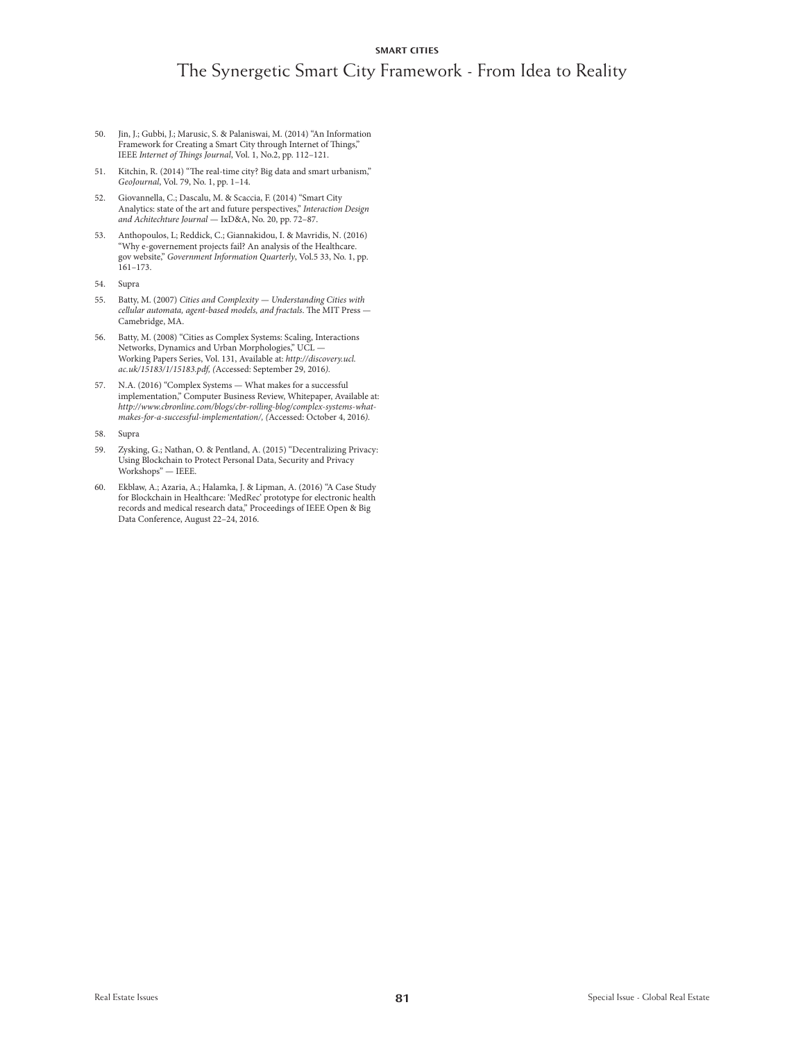50. Jin, J.; Gubbi, J.; Marusic, S. & Palaniswai, M. (2014) "An Information Framework for Creating a Smart City through Internet of Things," IEEE *Internet of Things Journal*, Vol. 1, No.2, pp. 112–121.

51. Kitchin, R. (2014) "The real-time city? Big data and smart urbanism," *GeoJournal*, Vol. 79, No. 1, pp. 1–14.

52. Giovannella, C.; Dascalu, M. & Scaccia, F. (2014) "Smart City Analytics: state of the art and future perspectives," *Interaction Design and Achitechture Journal* — IxD&A, No. 20, pp. 72–87.

53. Anthopoulos, L; Reddick, C.; Giannakidou, I. & Mavridis, N. (2016) "Why e-governement projects fail? An analysis of the Healthcare.gov website," *Government Information Quarterly*, Vol.5 33, No. 1, pp. 161–173.

54. Supra

55. Batty, M. (2007) *Cities and Complexity — Understanding Cities with cellular automata, agent-based models, and fractals*. The MIT Press — Camebridge, MA.

56. Batty, M. (2008) "Cities as Complex Systems: Scaling, Interactions Networks, Dynamics and Urban Morphologies," UCL — Working Papers Series, Vol. 131, Available at: *http://discovery.ucl.ac.uk/15183/1/15183.pdf, (*Accessed: September 29, 2016*).*

57. N.A. (2016) "Complex Systems — What makes for a successful implementation," Computer Business Review, Whitepaper, Available at: *http://www.cbronline.com/blogs/cbr-rolling-blog/complex-systems-what-makes-for-a-successful-implementation/, (*Accessed: October 4, 2016*).*

58. Supra

59. Zysking, G.; Nathan, O. & Pentland, A. (2015) "Decentralizing Privacy: Using Blockchain to Protect Personal Data, Security and Privacy Workshops" — IEEE.

60. Ekblaw, A.; Azaria, A.; Halamka, J. & Lipman, A. (2016) "A Case Study for Blockchain in Healthcare: 'MedRec' prototype for electronic health records and medical research data," Proceedings of IEEE Open & Big Data Conference, August 22–24, 2016.